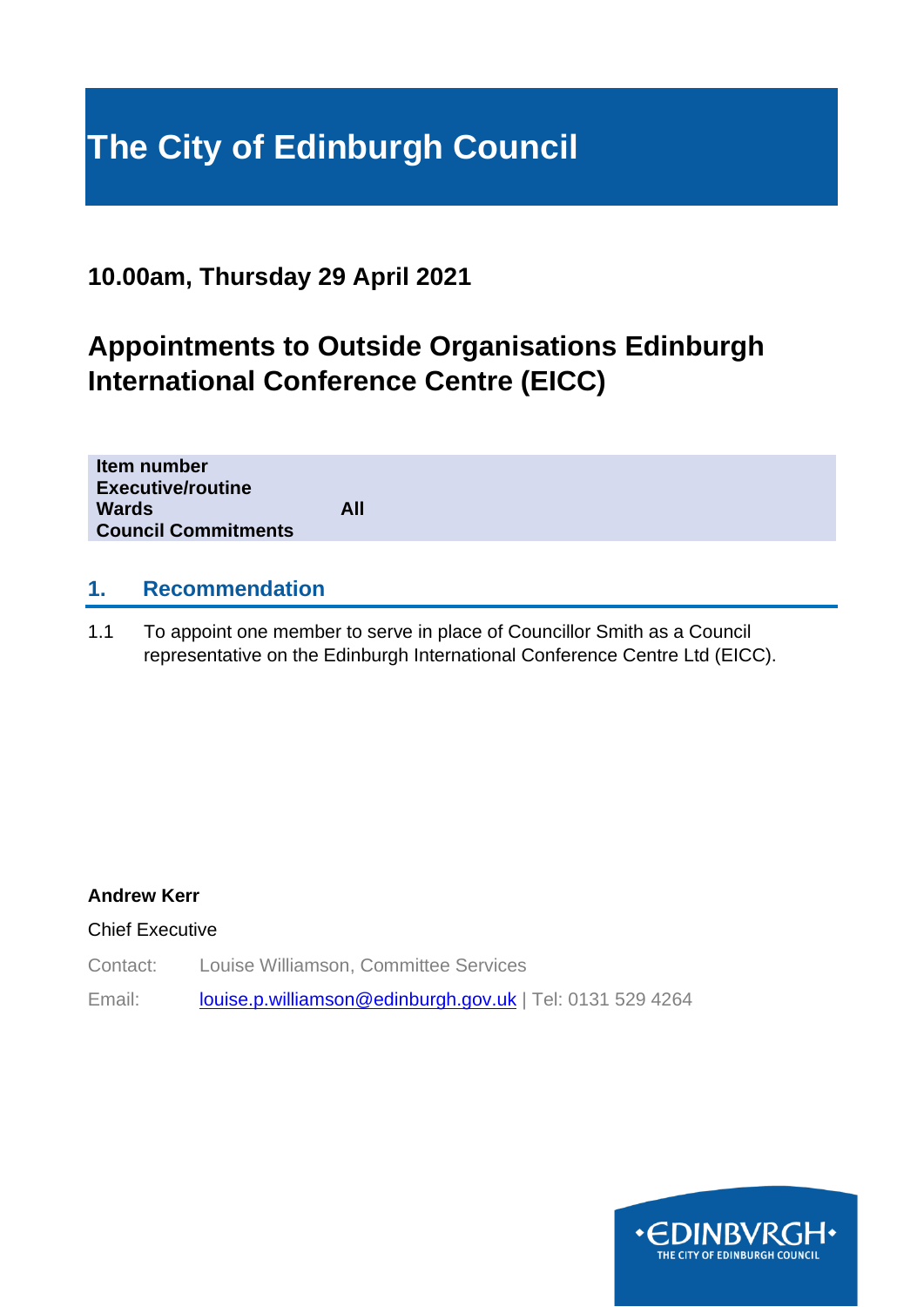# The City of Edinburgh Council

**10.00am, Thursday 29 April 2021**

## Appointments to Outside Organisations Edinburgh International Conference Centre (EICC)

| | |
|---|---|
| **Item number** | |
| **Executive/routine** | |
| **Wards** | **All** |
| **Council Commitments** | |

## 1. Recommendation

1.1 To appoint one member to serve in place of Councillor Smith as a Council representative on the Edinburgh International Conference Centre Ltd (EICC).

**Andrew Kerr**

Chief Executive

Contact: Louise Williamson, Committee Services

Email: louise.p.williamson@edinburgh.gov.uk | Tel: 0131 529 4264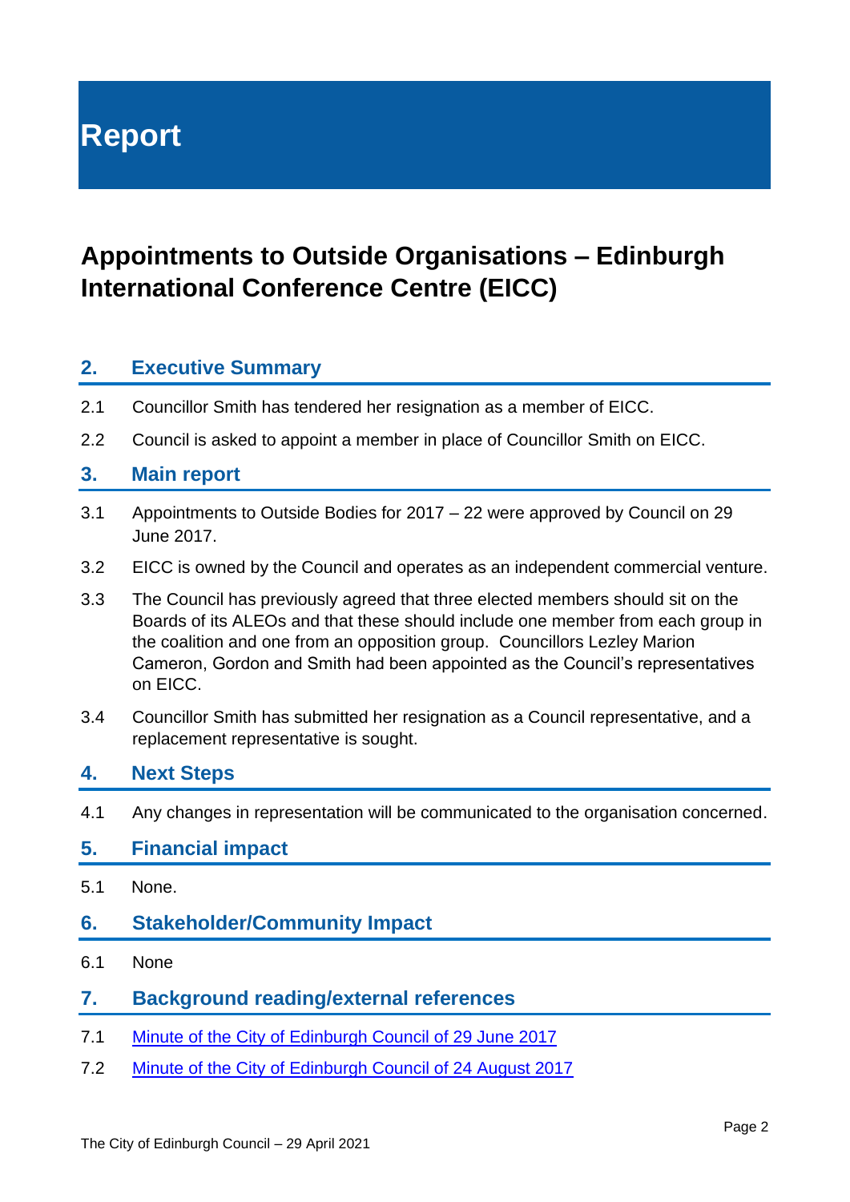# Report

## Appointments to Outside Organisations – Edinburgh International Conference Centre (EICC)

### 2. Executive Summary

2.1 Councillor Smith has tendered her resignation as a member of EICC.

2.2 Council is asked to appoint a member in place of Councillor Smith on EICC.

### 3. Main report

3.1 Appointments to Outside Bodies for 2017 – 22 were approved by Council on 29 June 2017.

3.2 EICC is owned by the Council and operates as an independent commercial venture.

3.3 The Council has previously agreed that three elected members should sit on the Boards of its ALEOs and that these should include one member from each group in the coalition and one from an opposition group. Councillors Lezley Marion Cameron, Gordon and Smith had been appointed as the Council's representatives on EICC.

3.4 Councillor Smith has submitted her resignation as a Council representative, and a replacement representative is sought.

### 4. Next Steps

4.1 Any changes in representation will be communicated to the organisation concerned.

### 5. Financial impact

5.1 None.

### 6. Stakeholder/Community Impact

6.1 None

### 7. Background reading/external references

7.1 Minute of the City of Edinburgh Council of 29 June 2017

7.2 Minute of the City of Edinburgh Council of 24 August 2017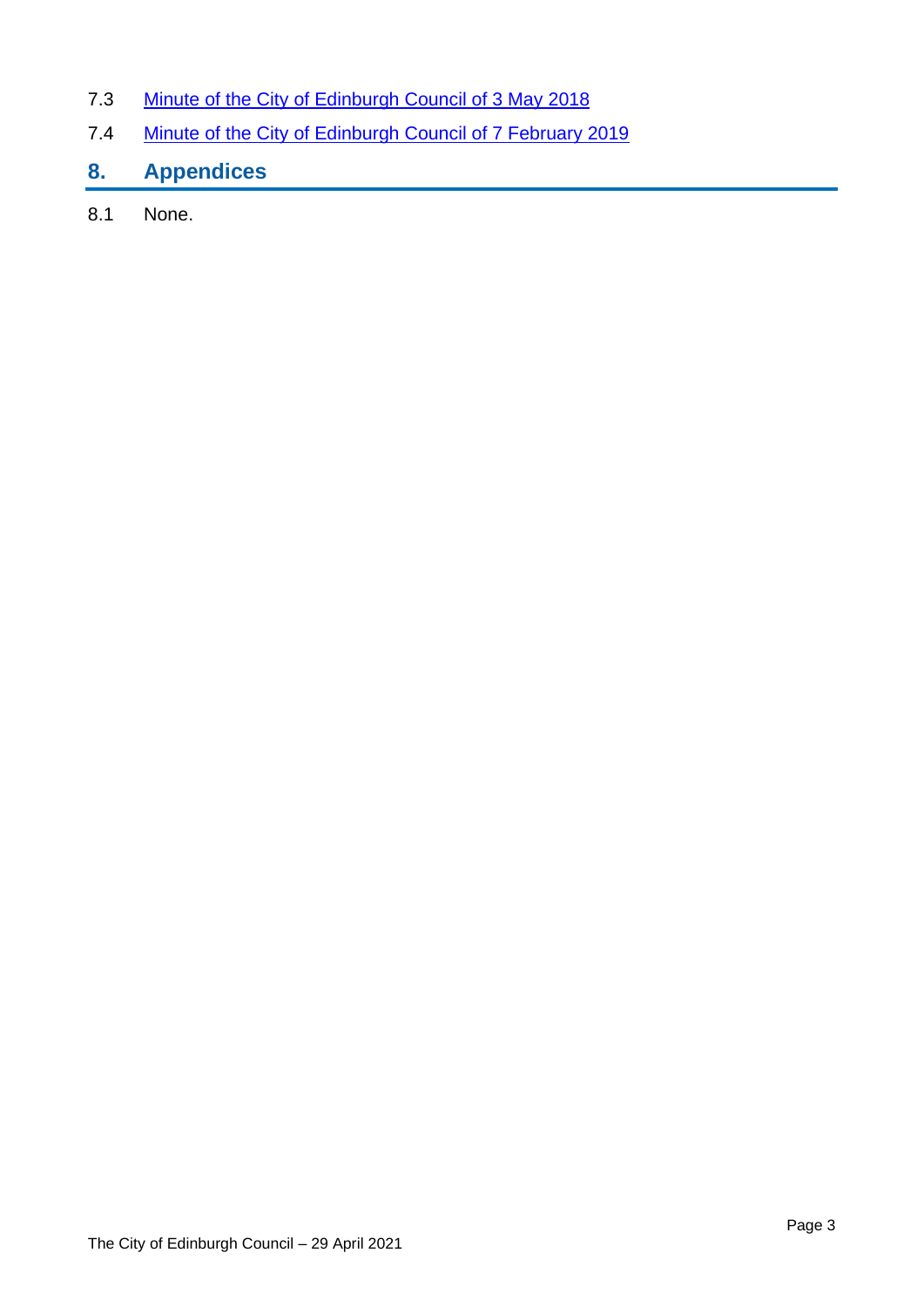7.3 [Minute of the City of Edinburgh Council of 3 May 2018]

7.4 [Minute of the City of Edinburgh Council of 7 February 2019]

## 8. Appendices

8.1 None.